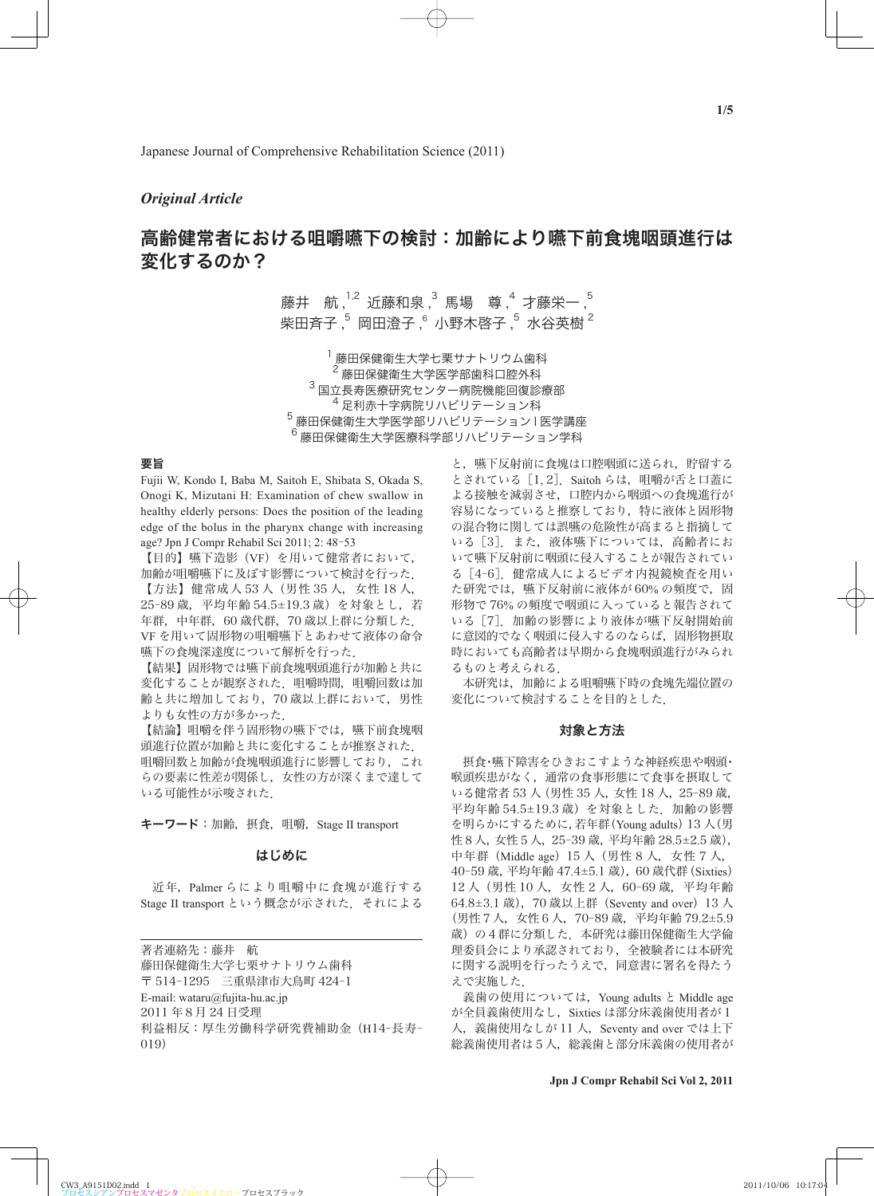*Original Article*

# 高齢健常者における咀嚼嚥下の検討：加齢により嚥下前食塊咽頭進行は変化するのか？

藤井　航,[1,2] 近藤和泉,[3] 馬場　尊,[4] 才藤栄一,[5] 柴田斉子,[5] 岡田澄子,[6] 小野木啓子,[5] 水谷英樹[2]

[1] 藤田保健衛生大学七栗サナトリウム歯科
[2] 藤田保健衛生大学医学部歯科口腔外科
[3] 国立長寿医療研究センター病院機能回復診療部
[4] 足利赤十字病院リハビリテーション科
[5] 藤田保健衛生大学医学部リハビリテーションⅠ医学講座
[6] 藤田保健衛生大学医療科学部リハビリテーション学科

## 要旨

Fujii W, Kondo I, Baba M, Saitoh E, Shibata S, Okada S, Onogi K, Mizutani H: Examination of chew swallow in healthy elderly persons: Does the position of the leading edge of the bolus in the pharynx change with increasing age? Jpn J Compr Rehabil Sci 2011; 2: 48-53

【目的】嚥下造影（VF）を用いて健常者において，加齢が咀嚼嚥下に及ぼす影響について検討を行った．

【方法】健常成人 53 人（男性 35 人，女性 18 人，25-89 歳，平均年齢 54.5±19.3 歳）を対象とし，若年群，中年群，60 歳代群，70 歳以上群に分類した．VF を用いて固形物の咀嚼嚥下とあわせて液体の命令嚥下の食塊深達度について解析を行った．

【結果】固形物では嚥下前食塊咽頭進行が加齢と共に変化することが観察された．咀嚼時間，咀嚼回数は加齢と共に増加しており，70 歳以上群において，男性よりも女性の方が多かった．

【結論】咀嚼を伴う固形物の嚥下では，嚥下前食塊咽頭進行位置が加齢と共に変化することが推察された．咀嚼回数と加齢が食塊咽頭進行に影響しており，これらの要素に性差が関係し，女性の方が深くまで達している可能性が示唆された．

**キーワード**：加齢，摂食，咀嚼，Stage II transport

## はじめに

近年，Palmer らにより咀嚼中に食塊が進行する Stage II transport という概念が示された．それによると，嚥下反射前に食塊は口腔咽頭に送られ，貯留するとされている［1, 2］．Saitoh らは，咀嚼が舌と口蓋による接触を減弱させ，口腔内から咽頭への食塊進行が容易になっていると推察しており，特に液体と固形物の混合物に関しては誤嚥の危険性が高まると指摘している［3］．また，液体嚥下については，高齢者において嚥下反射前に咽頭に侵入することが報告されている［4-6］．健常成人によるビデオ内視鏡検査を用いた研究では，嚥下反射前に液体が 60% の頻度で，固形物で 76% の頻度で咽頭に入っていると報告されている［7］．加齢の影響により液体が嚥下反射開始前に意図的でなく咽頭に侵入するのならば，固形物摂取時においても高齢者は早期から食塊咽頭進行がみられるものと考えられる．

本研究は，加齢による咀嚼嚥下時の食塊先端位置の変化について検討することを目的とした．

## 対象と方法

摂食･嚥下障害をひきおこすような神経疾患や咽頭･喉頭疾患がなく，通常の食事形態にて食事を摂取している健常者 53 人（男性 35 人，女性 18 人，25-89 歳，平均年齢 54.5±19.3 歳）を対象とした．加齢の影響を明らかにするために，若年群（Young adults）13 人（男性 8 人，女性 5 人，25-39 歳，平均年齢 28.5±2.5 歳），中年群（Middle age）15 人（男性 8 人，女性 7 人，40-59 歳，平均年齢 47.4±5.1 歳），60 歳代群（Sixties）12 人（男性 10 人，女性 2 人，60-69 歳，平均年齢 64.8±3.1 歳），70 歳以上群（Seventy and over）13 人（男性 7 人，女性 6 人，70-89 歳，平均年齢 79.2±5.9 歳）の 4 群に分類した．本研究は藤田保健衛生大学倫理委員会により承認されており，全被験者には本研究に関する説明を行ったうえで，同意書に署名を得たうえで実施した．

義歯の使用については，Young adults と Middle age が全員義歯使用なし，Sixties は部分床義歯使用者が 1 人，義歯使用なしが 11 人，Seventy and over では上下総義歯使用者は 5 人，総義歯と部分床義歯の使用者が

---

著者連絡先：藤井　航
藤田保健衛生大学七栗サナトリウム歯科
〒 514-1295　三重県津市大鳥町 424-1
E-mail: wataru@fujita-hu.ac.jp
2011 年 8 月 24 日受理
利益相反：厚生労働科学研究費補助金（H14-長寿-019）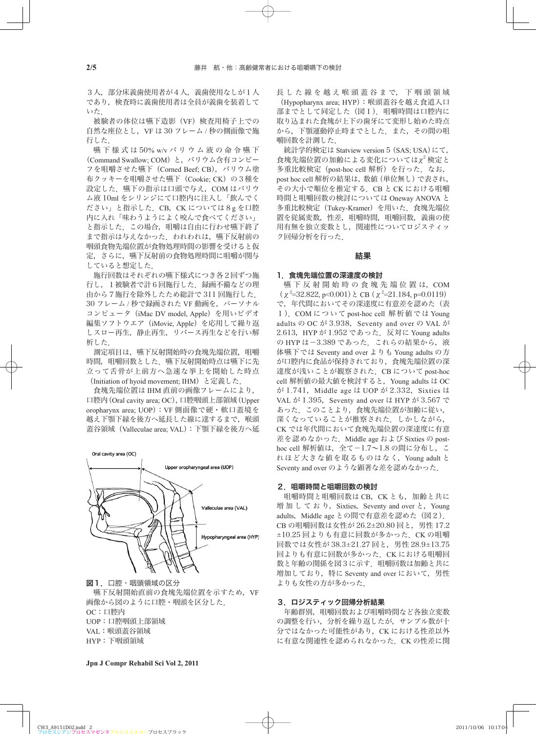３人，部分床義歯使用者が４人，義歯使用なしが１人であり，検査時に義歯使用者は全員が義歯を装着していた．

被験者の体位は嚥下造影（VF）検査用椅子上での自然な座位とし，VF は 30 フレーム / 秒の側面像で施行した．

嚥下様式は 50% w/v バリウム液の命令嚥下（Command Swallow; COM）と，バリウム含有コンビーフを咀嚼させた嚥下（Corned Beef; CB），バリウム塗布クッキーを咀嚼させた嚥下（Cookie; CK）の３種を設定した．嚥下の指示は口頭で与え，COM はバリウム液 10ml をシリンジにて口腔内に注入し「飲んでください」と指示した．CB，CK については 8 g を口腔内に入れ「味わうようによく咬んで食べてください」と指示した．この場合，咀嚼は自由に行わせ嚥下終了まで指示は与えなかった．われわれは，嚥下反射前の咽頭食物先端位置が食物処理時間の影響を受けると仮定，さらに，嚥下反射前の食物処理時間に咀嚼が関与していると想定した．

施行回数はそれぞれの嚥下様式につき各２回ずつ施行し，１被験者で計６回施行した．録画不備などの理由から７施行を除外したため総計で 311 回施行した．30 フレーム / 秒で録画された VF 動画を，パーソナルコンピュータ（iMac DV model, Apple）を用いビデオ編集ソフトウエア（iMovie, Apple）を応用して繰り返しスロー再生，静止再生，リバース再生などを行い解析した．

測定項目は，嚥下反射開始時の食塊先端位置，咀嚼時間，咀嚼回数とした．嚥下反射開始時点は嚥下に先立って舌骨が上前方へ急速な挙上を開始した時点（Initiation of hyoid movement; IHM）と定義した．

食塊先端位置は IHM 直前の画像フレームにより，口腔内（Oral cavity area; OC），口腔咽頭上部領域（Upper oropharynx area; UOP）：VF 側面像で硬・軟口蓋境を越え下顎下縁を後方へ延長した線に達するまで，喉頭蓋谷領域（Valleculae area; VAL）：下顎下縁を後方へ延長した線を越え喉頭蓋谷まで，下咽頭領域（Hypopharynx area; HYP）：喉頭蓋谷を越え食道入口部までとして同定した（図１）．咀嚼時間は口腔内に取り込まれた食塊が上下の歯牙にて変形し始めた時点から，下顎運動停止時までとした．また，その間の咀嚼回数を計測した．

統計学的検定は Statview version 5（SAS; USA）にて，食塊先端位置の加齢による変化については $\chi^2$ 検定と多重比較検定（post-hoc cell 解析）を行った．なお，post hoc cell 解析の結果は，数値（単位無し）で表され，その大小で順位を推定する．CB と CK における咀嚼時間と咀嚼回数の検討については Oneway ANOVA と多重比較検定（Tukey-Kramer）を用いた．食塊先端位置を従属変数，性差，咀嚼時間，咀嚼回数，義歯の使用有無を独立変数とし，関連性についてロジスティック回帰分析を行った．

Oral cavity area (OC)

Upper oropharyngeal area (UOP)

Valleculae area (VAL)

Hypopharyngeal area (HYP)

**図１．口腔・咽頭領域の区分**

嚥下反射開始直前の食塊先端位置を示すため，VF 画像から図のように口腔・咽頭を区分した．

OC：口腔内
UOP：口腔咽頭上部領域
VAL：喉頭蓋谷領域
HYP：下咽頭領域

## 結果

### 1．食塊先端位置の深達度の検討

嚥下反射開始時の食塊先端位置は，COM（$\chi^2$=32.822, $p<0.001$）と CB（$\chi^2$=21.184, $p$=0.0119）で，年代間においてその深達度に有意差を認めた（表１）．COM について post-hoc cell 解析値では Young adults の OC が 3.938，Seventy and over の VAL が 2.613，HYP が 1.952 であった．反対に Young adults の HYP は −3.389 であった．これらの結果から，液体嚥下では Seventy and over よりも Young adults の方が口腔内に食品が保持されており，食塊先端位置の深達度が浅いことが観察された．CB について post-hoc cell 解析値の最大値を検討すると，Young adults は OC が 1.741，Middle age は UOP が 2.332，Sixties は VAL が 1.395，Seventy and over は HYP が 3.567 であった．このことより，食塊先端位置が加齢に従い，深くなっていることが推察された．しかしながら，CK では年代間において食塊先端位置の深達度に有意差を認めなかった．Middle age および Sixties の post-hoc cell 解析値は，全て −1.7〜1.8 の間に分布し，これほど大きな値を取るものはなく，Young adult と Seventy and over のような顕著な差を認めなかった．

### 2．咀嚼時間と咀嚼回数の検討

咀嚼時間と咀嚼回数は CB，CK とも，加齢と共に増加しており，Sixties，Seventy and over と，Young adults，Middle age との間で有意差を認めた（図２）．CB の咀嚼回数は女性が 26.2±20.80 回と，男性 17.2±10.25 回よりも有意に回数が多かった．CK の咀嚼回数では女性が 38.3±21.27 回と，男性 28.9±13.75 回よりも有意に回数が多かった．CK における咀嚼回数と年齢の関係を図３に示す．咀嚼回数は加齢と共に増加しており，特に Seventy and over において，男性よりも女性の方が多かった．

### 3．ロジスティック回帰分析結果

年齢群別，咀嚼回数および咀嚼時間など各独立変数の調整を行い，分析を繰り返したが，サンプル数が十分ではなかった可能性があり，CK における性差以外に有意な関連性を認められなかった．CK の性差に関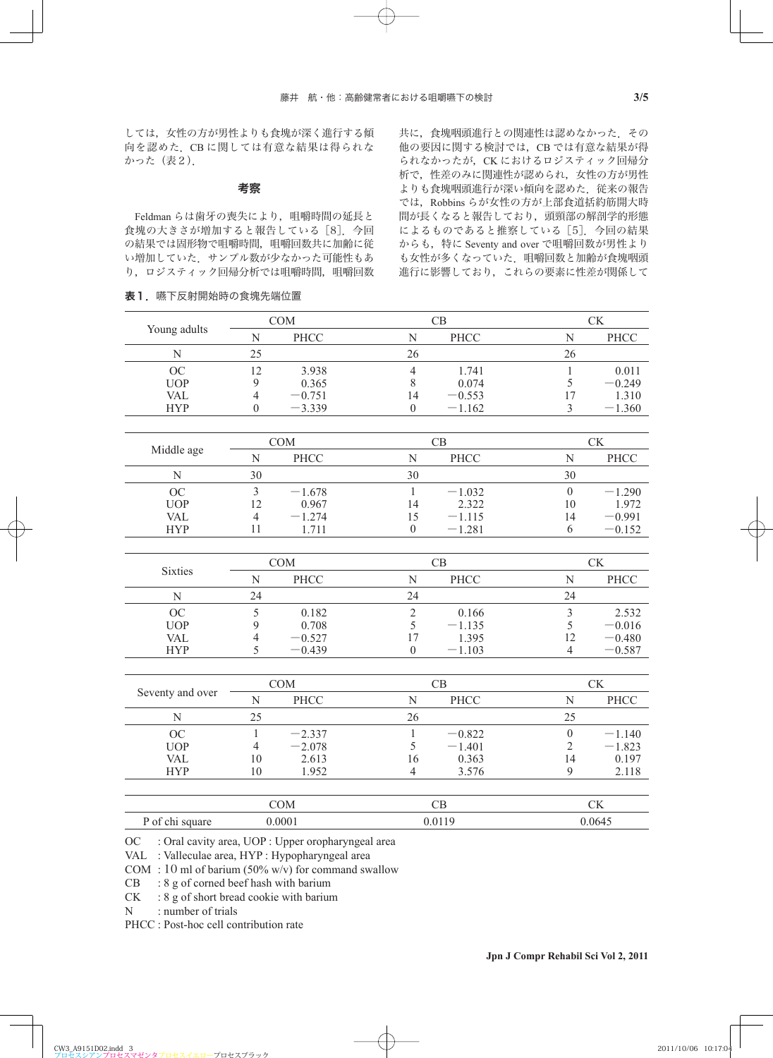しては，女性の方が男性よりも食塊が深く進行する傾向を認めた．CB に関しては有意な結果は得られなかった（表２）．

## 考察

Feldman らは歯牙の喪失により，咀嚼時間の延長と食塊の大きさが増加すると報告している［8］．今回の結果では固形物で咀嚼時間，咀嚼回数共に加齢に従い増加していた．サンプル数が少なかった可能性もあり，ロジスティック回帰分析では咀嚼時間，咀嚼回数共に，食塊咽頭進行との関連性は認めなかった．その他の要因に関する検討では，CB では有意な結果が得られなかったが，CK におけるロジスティック回帰分析で，性差のみに関連性が認められ，女性の方が男性よりも食塊咽頭進行が深い傾向を認めた．従来の報告では，Robbins らが女性の方が上部食道括約筋開大時間が長くなると報告しており，頭頸部の解剖学的形態によるものであると推察している［5］．今回の結果からも，特に Seventy and over で咀嚼回数が男性よりも女性が多くなっていた．咀嚼回数と加齢が食塊咽頭進行に影響しており，これらの要素に性差が関係して

**表１．嚥下反射開始時の食塊先端位置**

| Young adults | COM | | CB | | CK | |
|---|---|---|---|---|---|---|
| | N | PHCC | N | PHCC | N | PHCC |
| N | 25 | | 26 | | 26 | |
| OC | 12 | 3.938 | 4 | 1.741 | 1 | 0.011 |
| UOP | 9 | 0.365 | 8 | 0.074 | 5 | −0.249 |
| VAL | 4 | −0.751 | 14 | −0.553 | 17 | 1.310 |
| HYP | 0 | −3.339 | 0 | −1.162 | 3 | −1.360 |

| Middle age | COM | | CB | | CK | |
|---|---|---|---|---|---|---|
| | N | PHCC | N | PHCC | N | PHCC |
| N | 30 | | 30 | | 30 | |
| OC | 3 | −1.678 | 1 | −1.032 | 0 | −1.290 |
| UOP | 12 | 0.967 | 14 | 2.322 | 10 | 1.972 |
| VAL | 4 | −1.274 | 15 | −1.115 | 14 | −0.991 |
| HYP | 11 | 1.711 | 0 | −1.281 | 6 | −0.152 |

| Sixties | COM | | CB | | CK | |
|---|---|---|---|---|---|---|
| | N | PHCC | N | PHCC | N | PHCC |
| N | 24 | | 24 | | 24 | |
| OC | 5 | 0.182 | 2 | 0.166 | 3 | 2.532 |
| UOP | 9 | 0.708 | 5 | −1.135 | 5 | −0.016 |
| VAL | 4 | −0.527 | 17 | 1.395 | 12 | −0.480 |
| HYP | 5 | −0.439 | 0 | −1.103 | 4 | −0.587 |

| Seventy and over | COM | | CB | | CK | |
|---|---|---|---|---|---|---|
| | N | PHCC | N | PHCC | N | PHCC |
| N | 25 | | 26 | | 25 | |
| OC | 1 | −2.337 | 1 | −0.822 | 0 | −1.140 |
| UOP | 4 | −2.078 | 5 | −1.401 | 2 | −1.823 |
| VAL | 10 | 2.613 | 16 | 0.363 | 14 | 0.197 |
| HYP | 10 | 1.952 | 4 | 3.576 | 9 | 2.118 |

| | COM | CB | CK |
|---|---|---|---|
| P of chi square | 0.0001 | 0.0119 | 0.0645 |

OC : Oral cavity area, UOP : Upper oropharyngeal area
VAL : Valleculae area, HYP : Hypopharyngeal area
COM : 10 ml of barium (50% w/v) for command swallow
CB : 8 g of corned beef hash with barium
CK : 8 g of short bread cookie with barium
N : number of trials
PHCC : Post-hoc cell contribution rate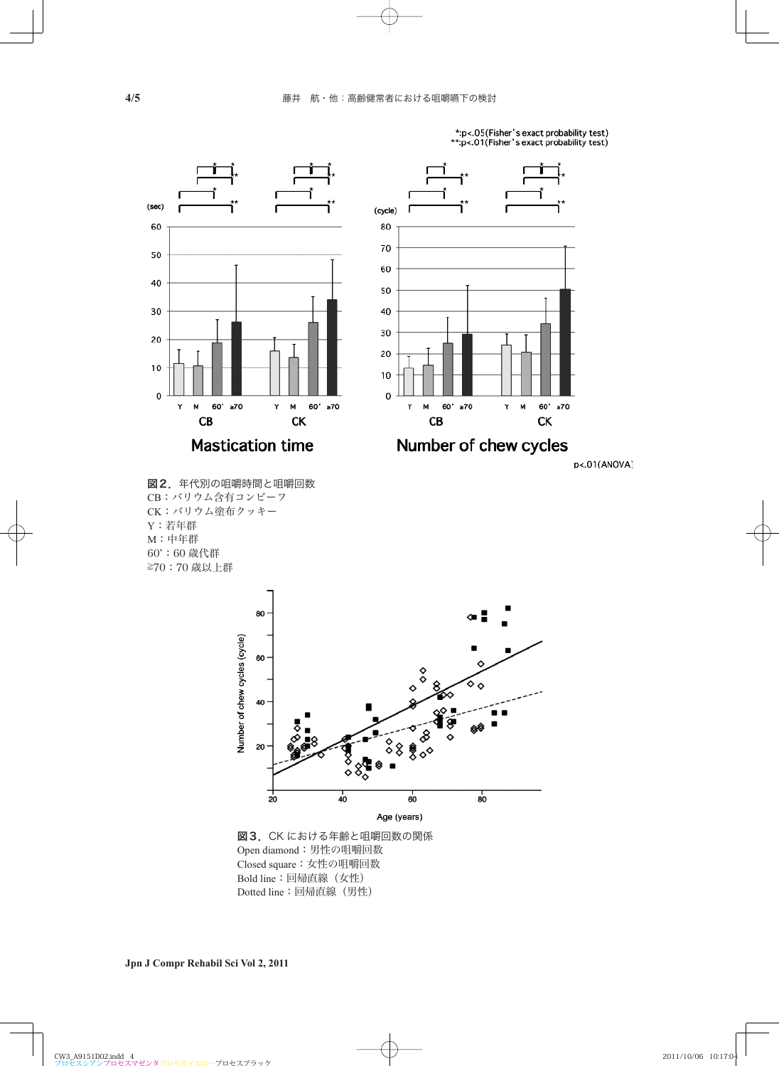*:p<.05(Fisher's exact probability test)
**:p<.01(Fisher's exact probability test)

p<.01(ANOVA)

**図2**．年代別の咀嚼時間と咀嚼回数
CB：バリウム含有コンビーフ
CK：バリウム塗布クッキー
Y：若年群
M：中年群
60'：60 歳代群
≧70：70 歳以上群

**図3**．CK における年齢と咀嚼回数の関係
Open diamond：男性の咀嚼回数
Closed square：女性の咀嚼回数
Bold line：回帰直線（女性）
Dotted line：回帰直線（男性）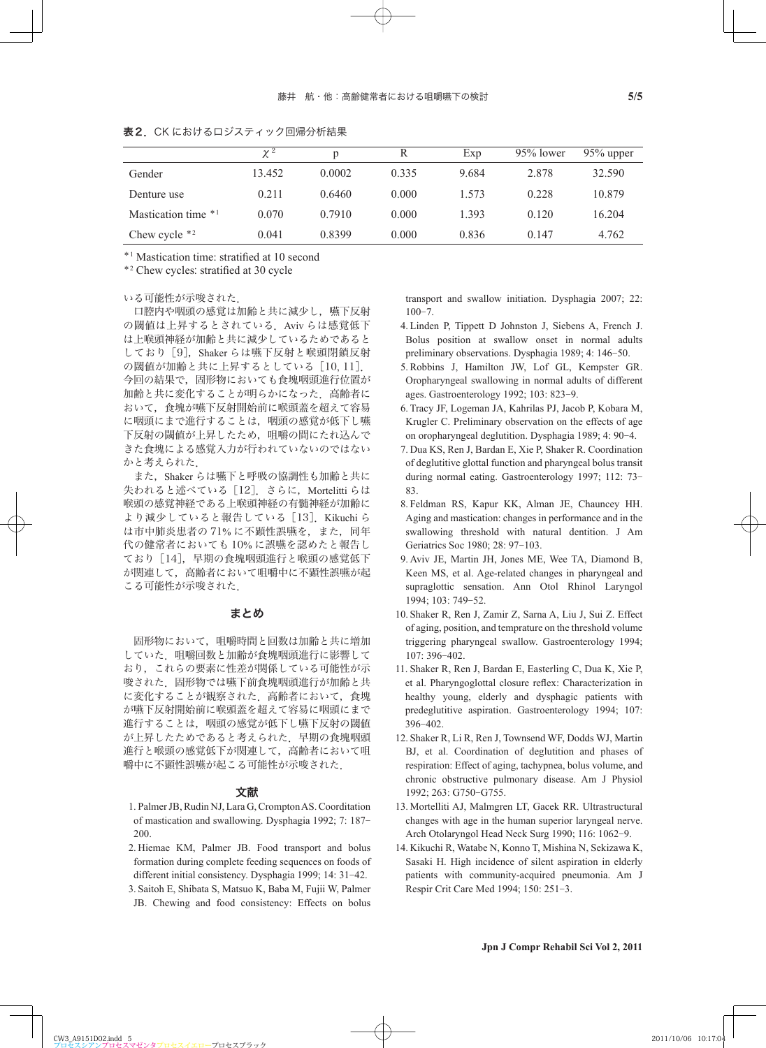**表２.** CK におけるロジスティック回帰分析結果

| | $\chi^2$ | p | R | Exp | 95% lower | 95% upper |
|---|---|---|---|---|---|---|
| Gender | 13.452 | 0.0002 | 0.335 | 9.684 | 2.878 | 32.590 |
| Denture use | 0.211 | 0.6460 | 0.000 | 1.573 | 0.228 | 10.879 |
| Mastication time *1 | 0.070 | 0.7910 | 0.000 | 1.393 | 0.120 | 16.204 |
| Chew cycle *2 | 0.041 | 0.8399 | 0.000 | 0.836 | 0.147 | 4.762 |

*1 Mastication time: stratified at 10 second
*2 Chew cycles: stratified at 30 cycle

いる可能性が示唆された．

口腔内や咽頭の感覚は加齢と共に減少し，嚥下反射の閾値は上昇するとされている．Aviv らは感覚低下は上喉頭神経が加齢と共に減少しているためであるとしており［9］，Shaker らは嚥下反射と喉頭閉鎖反射の閾値が加齢と共に上昇するとしている［10, 11］．今回の結果で，固形物においても食塊咽頭進行位置が加齢と共に変化することが明らかになった．高齢者において，食塊が嚥下反射開始前に喉頭蓋を超えて容易に咽頭にまで進行することは，咽頭の感覚が低下し嚥下反射の閾値が上昇したため，咀嚼の間にたれ込んできた食塊による感覚入力が行われていないのではないかと考えられた．

また，Shaker らは嚥下と呼吸の協調性も加齢と共に失われると述べている［12］．さらに，Mortelitti らは喉頭の感覚神経である上喉頭神経の有髄神経が加齢により減少していると報告している［13］．Kikuchi らは市中肺炎患者の 71% に不顕性誤嚥を，また，同年代の健常者においても 10% に誤嚥を認めたと報告しており［14］，早期の食塊咽頭進行と喉頭の感覚低下が関連して，高齢者において咀嚼中に不顕性誤嚥が起こる可能性が示唆された．

## まとめ

固形物において，咀嚼時間と回数は加齢と共に増加していた．咀嚼回数と加齢が食塊咽頭進行に影響しており，これらの要素に性差が関係している可能性が示唆された．固形物では嚥下前食塊咽頭進行が加齢と共に変化することが観察された．高齢者において，食塊が嚥下反射開始前に喉頭蓋を超えて容易に咽頭にまで進行することは，咽頭の感覚が低下し嚥下反射の閾値が上昇したためであると考えられた．早期の食塊咽頭進行と喉頭の感覚低下が関連して，高齢者において咀嚼中に不顕性誤嚥が起こる可能性が示唆された．

## 文献

1. Palmer JB, Rudin NJ, Lara G, Crompton AS. Coorditation of mastication and swallowing. Dysphagia 1992; 7: 187–200.
2. Hiemae KM, Palmer JB. Food transport and bolus formation during complete feeding sequences on foods of different initial consistency. Dysphagia 1999; 14: 31–42.
3. Saitoh E, Shibata S, Matsuo K, Baba M, Fujii W, Palmer JB. Chewing and food consistency: Effects on bolus transport and swallow initiation. Dysphagia 2007; 22: 100–7.
4. Linden P, Tippett D Johnston J, Siebens A, French J. Bolus position at swallow onset in normal adults preliminary observations. Dysphagia 1989; 4: 146–50.
5. Robbins J, Hamilton JW, Lof GL, Kempster GR. Oropharyngeal swallowing in normal adults of different ages. Gastroenterology 1992; 103: 823–9.
6. Tracy JF, Logeman JA, Kahrilas PJ, Jacob P, Kobara M, Krugler C. Preliminary observation on the effects of age on oropharyngeal deglutition. Dysphagia 1989; 4: 90–4.
7. Dua KS, Ren J, Bardan E, Xie P, Shaker R. Coordination of deglutitive glottal function and pharyngeal bolus transit during normal eating. Gastroenterology 1997; 112: 73–83.
8. Feldman RS, Kapur KK, Alman JE, Chauncey HH. Aging and mastication: changes in performance and in the swallowing threshold with natural dentition. J Am Geriatrics Soc 1980; 28: 97–103.
9. Aviv JE, Martin JH, Jones ME, Wee TA, Diamond B, Keen MS, et al. Age-related changes in pharyngeal and supraglottic sensation. Ann Otol Rhinol Laryngol 1994; 103: 749–52.
10. Shaker R, Ren J, Zamir Z, Sarna A, Liu J, Sui Z. Effect of aging, position, and temprature on the threshold volume triggering pharyngeal swallow. Gastroenterology 1994; 107: 396–402.
11. Shaker R, Ren J, Bardan E, Easterling C, Dua K, Xie P, et al. Pharyngoglottal closure reflex: Characterization in healthy young, elderly and dysphagic patients with predeglutitive aspiration. Gastroenterology 1994; 107: 396–402.
12. Shaker R, Li R, Ren J, Townsend WF, Dodds WJ, Martin BJ, et al. Coordination of deglitition and phases of respiration: Effect of aging, tachypnea, bolus volume, and chronic obstructive pulmonary disease. Am J Physiol 1992; 263: G750–G755.
13. Mortelliti AJ, Malmgren LT, Gacek RR. Ultrastructural changes with age in the human superior laryngeal nerve. Arch Otolaryngol Head Neck Surg 1990; 116: 1062–9.
14. Kikuchi R, Watabe N, Konno T, Mishina N, Sekizawa K, Sasaki H. High incidence of silent aspiration in elderly patients with community-acquired pneumonia. Am J Respir Crit Care Med 1994; 150: 251–3.